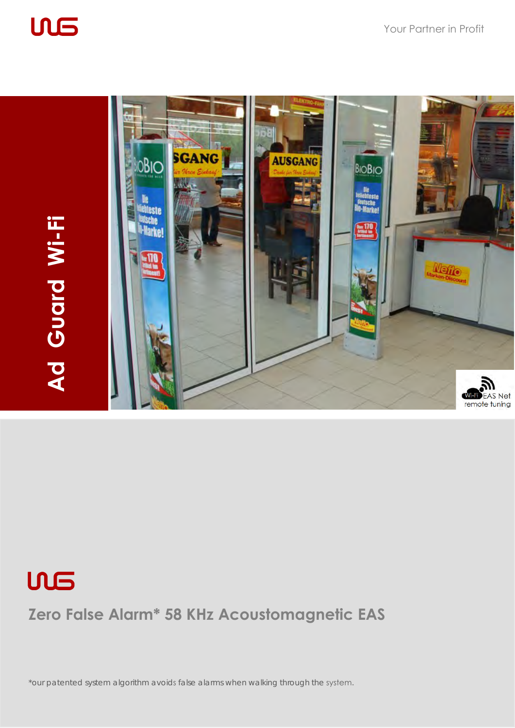Your Partner in Profit

# Ad Guard Wi-Fi

Wi-Fi EAS Net remote tuning

## Zero False Alarm* 58 KHz Acoustomagnetic EAS

*our patented system algorithm avoids false alarms when walking through the system.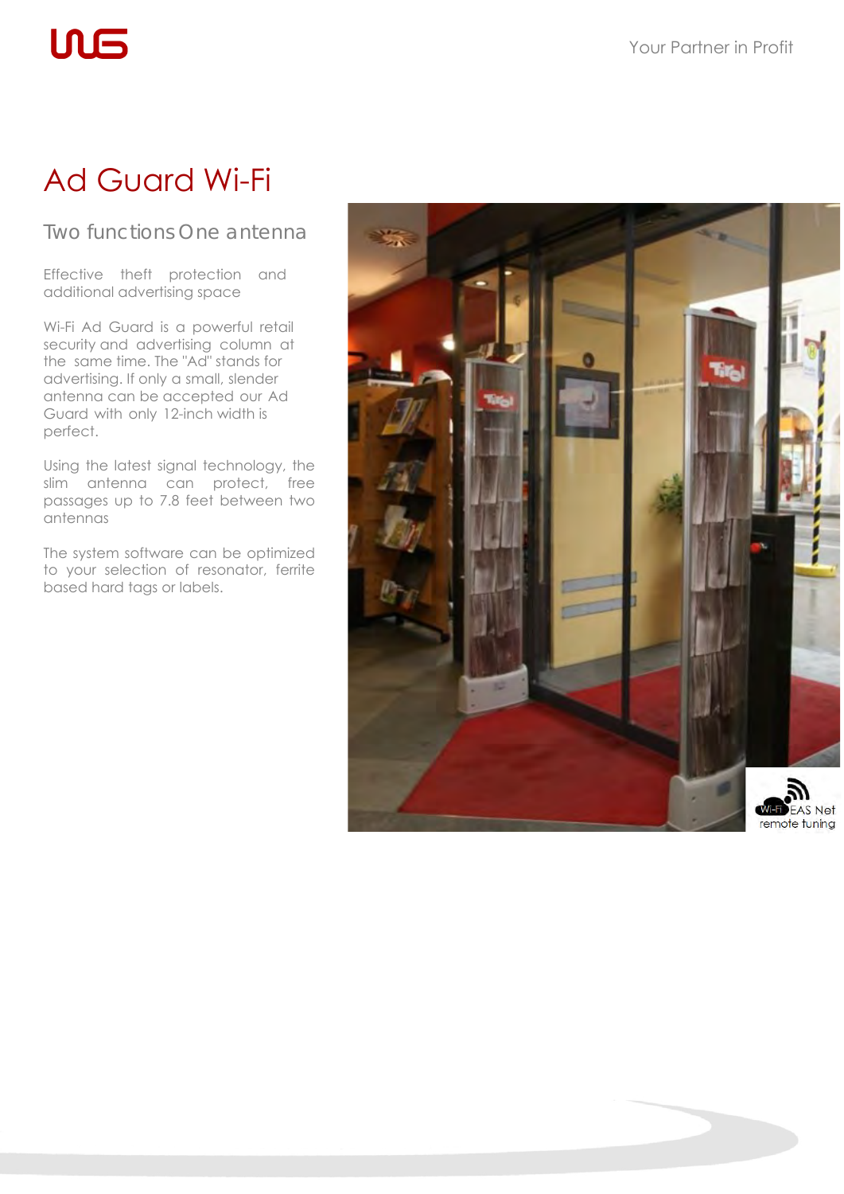# Ad Guard Wi-Fi

## Two functions One antenna

Effective theft protection and additional advertising space

Wi-Fi Ad Guard is a powerful retail security and advertising column at the same time. The "Ad" stands for advertising. If only a small, slender antenna can be accepted our Ad Guard with only 12-inch width is perfect.

Using the latest signal technology, the slim antenna can protect, free passages up to 7.8 feet between two antennas

The system software can be optimized to your selection of resonator, ferrite based hard tags or labels.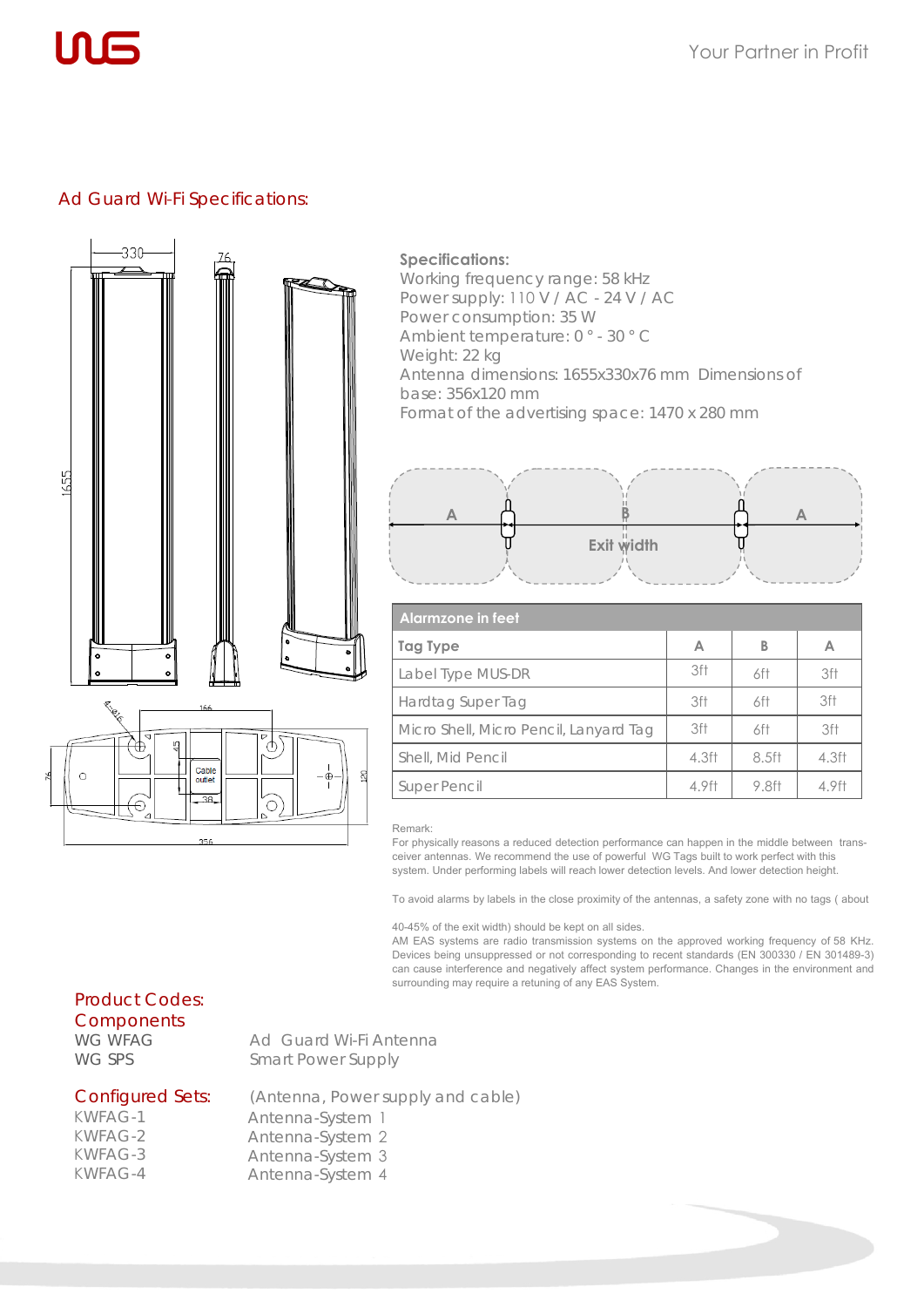## Ad Guard Wi-Fi Specifications:

**Specifications:**
Working frequency range: 58 kHz
Power supply: 110 V / AC - 24 V / AC
Power consumption: 35 W
Ambient temperature: 0 ° - 30 ° C
Weight: 22 kg
Antenna dimensions: 1655x330x76 mm Dimensions of base: 356x120 mm
Format of the advertising space: 1470 x 280 mm

| Alarmzone in feet | | | |
|---|---|---|---|
| Tag Type | A | B | A |
| Label Type MUS-DR | 3ft | 6ft | 3ft |
| Hardtag Super Tag | 3ft | 6ft | 3ft |
| Micro Shell, Micro Pencil, Lanyard Tag | 3ft | 6ft | 3ft |
| Shell, Mid Pencil | 4.3ft | 8.5ft | 4.3ft |
| Super Pencil | 4.9ft | 9.8ft | 4.9ft |

Remark:
For physically reasons a reduced detection performance can happen in the middle between trans-ceiver antennas. We recommend the use of powerful WG Tags built to work perfect with this system. Under performing labels will reach lower detection levels. And lower detection height.

To avoid alarms by labels in the close proximity of the antennas, a safety zone with no tags ( about 40-45% of the exit width) should be kept on all sides.
AM EAS systems are radio transmission systems on the approved working frequency of 58 KHz. Devices being unsuppressed or not corresponding to recent standards (EN 300330 / EN 301489-3) can cause interference and negatively affect system performance. Changes in the environment and surrounding may require a retuning of any EAS System.

## Product Codes:

### Components

WG WFAG — Ad Guard Wi-Fi Antenna
WG SPS — Smart Power Supply

### Configured Sets: (Antenna, Power supply and cable)

KWFAG-1 — Antenna-System 1
KWFAG-2 — Antenna-System 2
KWFAG-3 — Antenna-System 3
KWFAG-4 — Antenna-System 4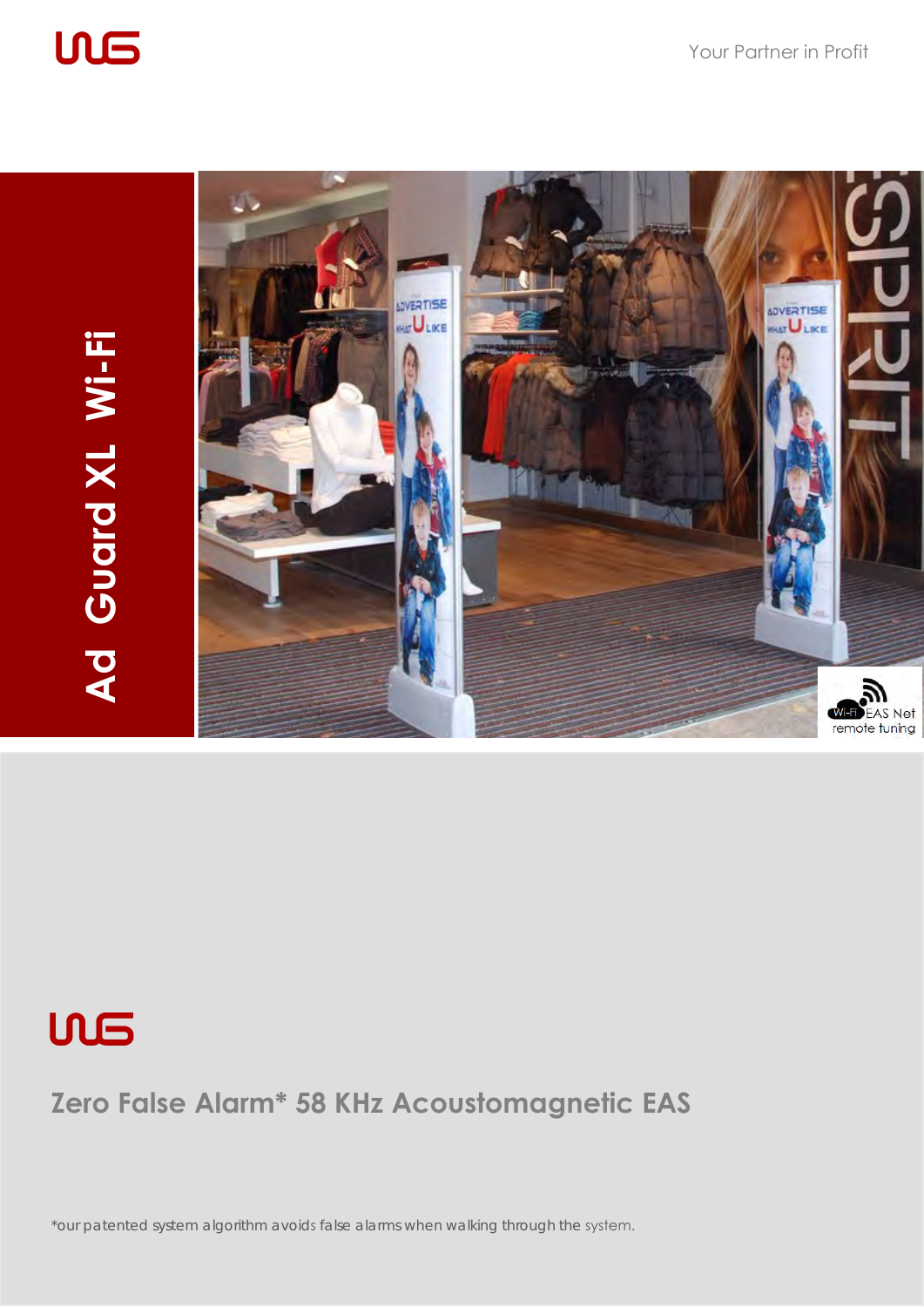# Ad Guard XL Wi-Fi

## Zero False Alarm* 58 KHz Acoustomagnetic EAS

*our patented system algorithm avoids false alarms when walking through the system.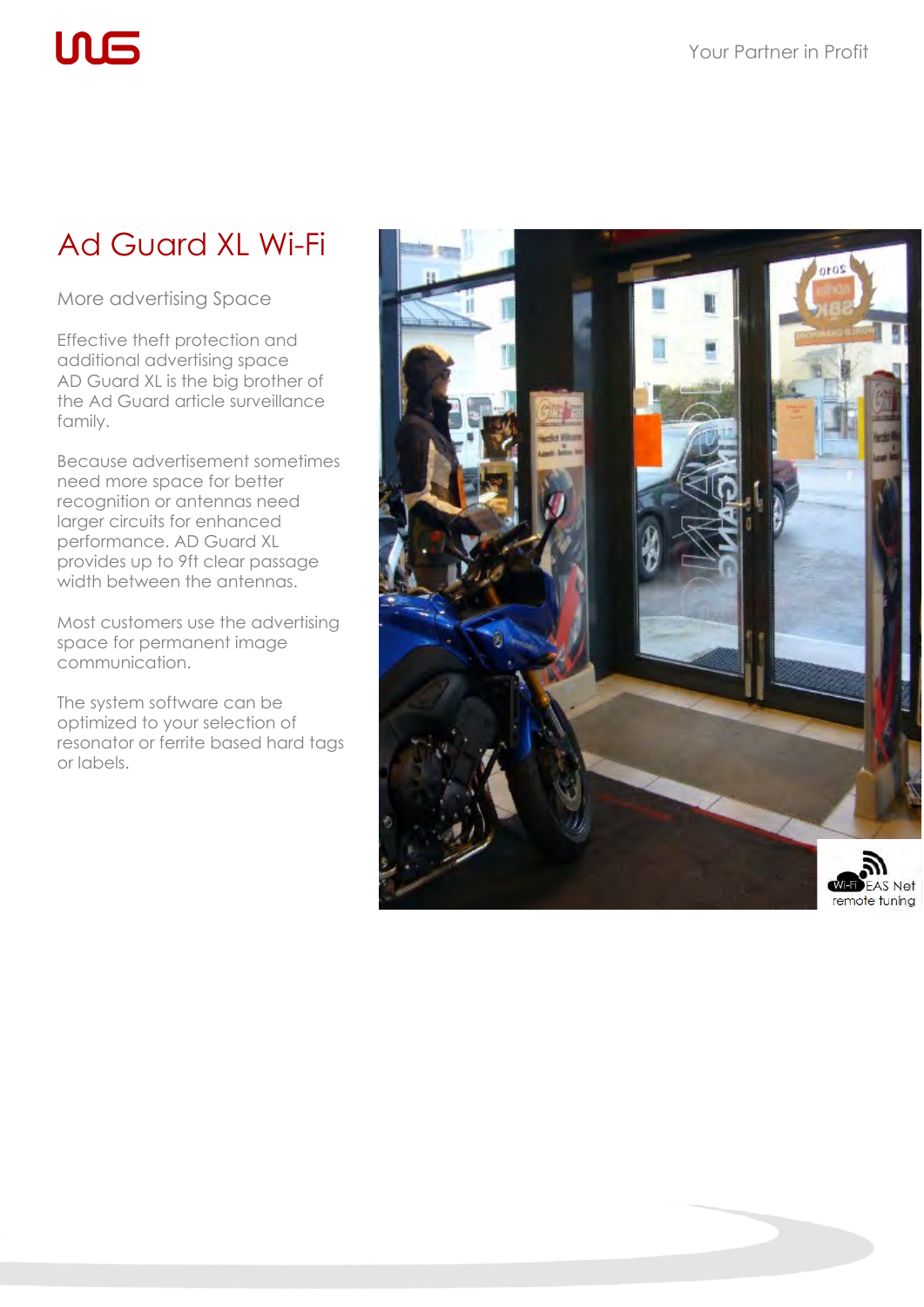# Ad Guard XL Wi-Fi

More advertising Space

Effective theft protection and additional advertising space AD Guard XL is the big brother of the Ad Guard article surveillance family.

Because advertisement sometimes need more space for better recognition or antennas need larger circuits for enhanced performance. AD Guard XL provides up to 9ft clear passage width between the antennas.

Most customers use the advertising space for permanent image communication.

The system software can be optimized to your selection of resonator or ferrite based hard tags or labels.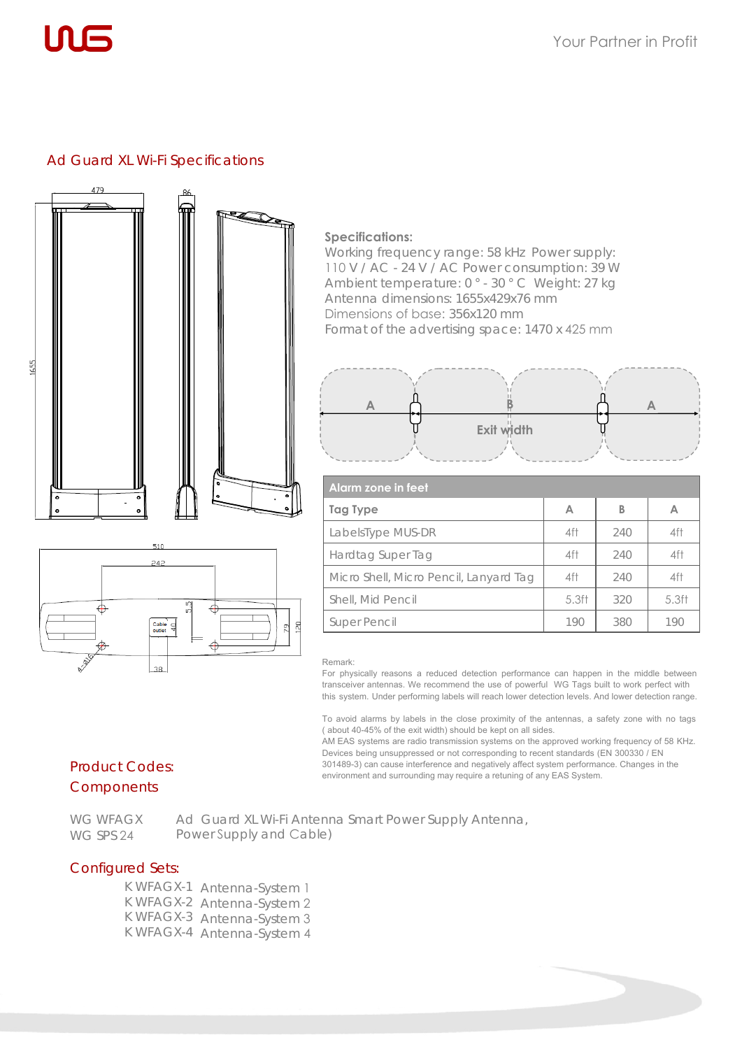## Ad Guard XL Wi-Fi Specifications

**Specifications:**
Working frequency range: 58 kHz Power supply: 110 V / AC - 24 V / AC Power consumption: 39 W
Ambient temperature: 0 ° - 30 ° C Weight: 27 kg
Antenna dimensions: 1655x429x76 mm
Dimensions of base: 356x120 mm
Format of the advertising space: 1470 x 425 mm

A B A
Exit width

| Alarm zone in feet | | | |
|---|---|---|---|
| Tag Type | A | B | A |
| LabelsType MUS-DR | 4ft | 240 | 4ft |
| Hardtag Super Tag | 4ft | 240 | 4ft |
| Micro Shell, Micro Pencil, Lanyard Tag | 4ft | 240 | 4ft |
| Shell, Mid Pencil | 5.3ft | 320 | 5.3ft |
| Super Pencil | 190 | 380 | 190 |

Remark:
For physically reasons a reduced detection performance can happen in the middle between transceiver antennas. We recommend the use of powerful WG Tags built to work perfect with this system. Under performing labels will reach lower detection levels. And lower detection range.

To avoid alarms by labels in the close proximity of the antennas, a safety zone with no tags ( about 40-45% of the exit width) should be kept on all sides.
AM EAS systems are radio transmission systems on the approved working frequency of 58 KHz. Devices being unsuppressed or not corresponding to recent standards (EN 300330 / EN 301489-3) can cause interference and negatively affect system performance. Changes in the environment and surrounding may require a retuning of any EAS System.

## Product Codes:
## Components

WG WFAGX Ad Guard XL Wi-Fi Antenna Smart Power Supply Antenna,
WG SPS 24 Power Supply and Cable)

## Configured Sets:

KWFAGX-1 Antenna-System 1
KWFAGX-2 Antenna-System 2
KWFAGX-3 Antenna-System 3
KWFAGX-4 Antenna-System 4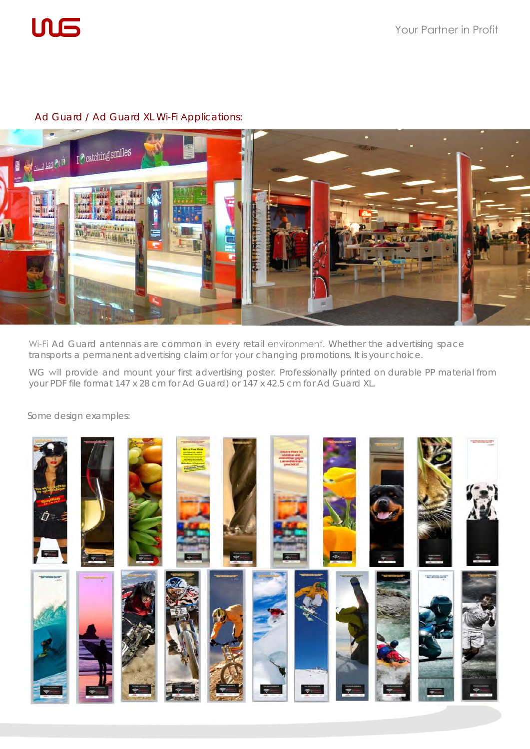## Ad Guard / Ad Guard XL Wi-Fi Applications:

Wi-Fi Ad Guard antennas are common in every retail environment. Whether the advertising space transports a permanent advertising claim or for your changing promotions. It is your choice.

WG will provide and mount your first advertising poster. Professionally printed on durable PP material from your PDF file format 147 x 28 cm for Ad Guard) or 147 x 42.5 cm for Ad Guard XL.

Some design examples: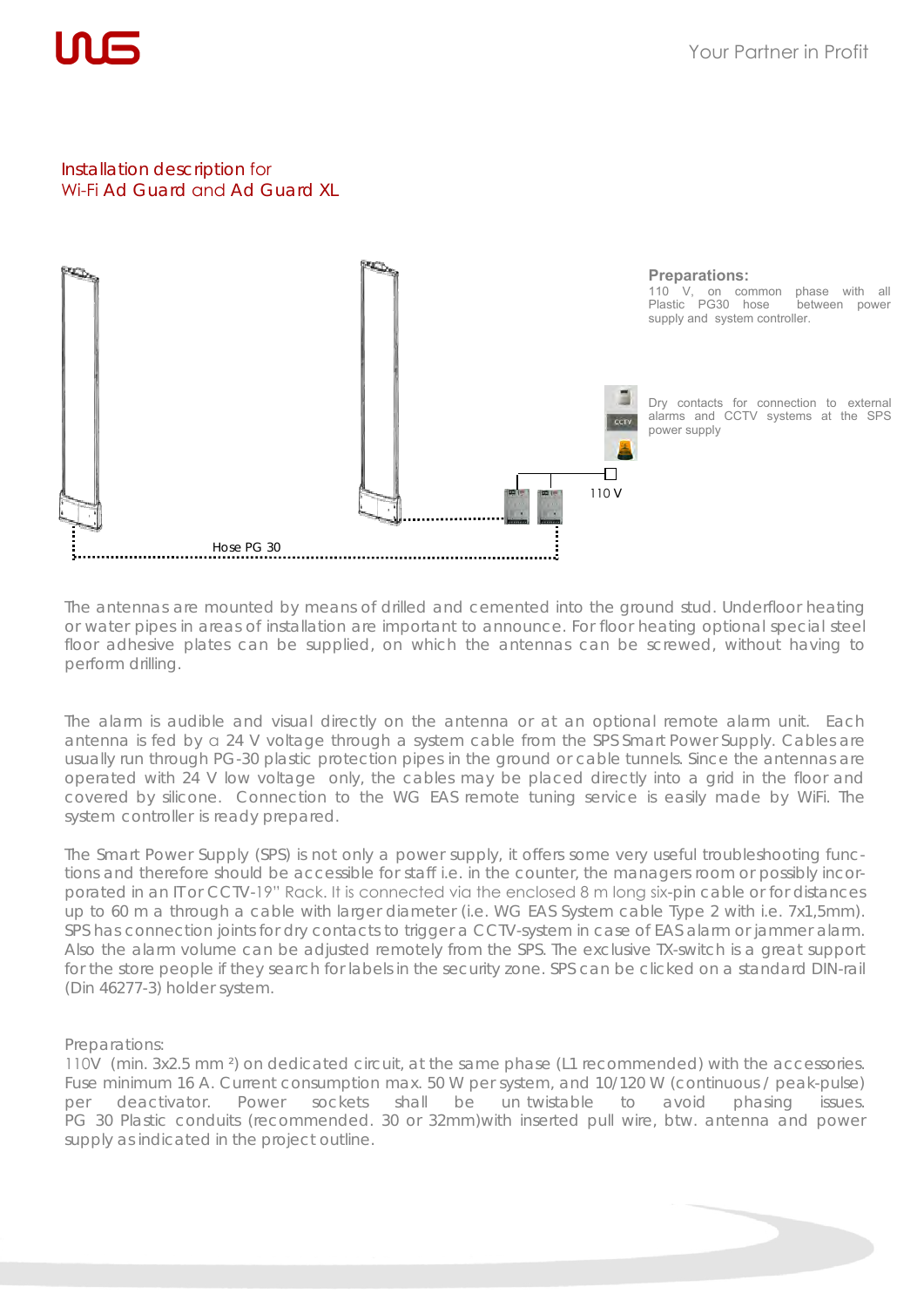## Installation description for Wi-Fi Ad Guard and Ad Guard XL

**Preparations:**
110 V, on common phase with all Plastic PG30 hose between power supply and system controller.

Dry contacts for connection to external alarms and CCTV systems at the SPS power supply

110 V

Hose PG 30

The antennas are mounted by means of drilled and cemented into the ground stud. Underfloor heating or water pipes in areas of installation are important to announce. For floor heating optional special steel floor adhesive plates can be supplied, on which the antennas can be screwed, without having to perform drilling.

The alarm is audible and visual directly on the antenna or at an optional remote alarm unit. Each antenna is fed by a 24 V voltage through a system cable from the SPS Smart Power Supply. Cables are usually run through PG-30 plastic protection pipes in the ground or cable tunnels. Since the antennas are operated with 24 V low voltage only, the cables may be placed directly into a grid in the floor and covered by silicone. Connection to the WG EAS remote tuning service is easily made by WiFi. The system controller is ready prepared.

The Smart Power Supply (SPS) is not only a power supply, it offers some very useful troubleshooting functions and therefore should be accessible for staff i.e. in the counter, the managers room or possibly incorporated in an IT or CCTV-19" Rack. It is connected via the enclosed 8 m long six-pin cable or for distances up to 60 m a through a cable with larger diameter (i.e. WG EAS System cable Type 2 with i.e. 7x1,5mm). SPS has connection joints for dry contacts to trigger a CCTV-system in case of EAS alarm or jammer alarm. Also the alarm volume can be adjusted remotely from the SPS. The exclusive TX-switch is a great support for the store people if they search for labels in the security zone. SPS can be clicked on a standard DIN-rail (Din 46277-3) holder system.

Preparations:
110V (min. 3x2.5 mm ²) on dedicated circuit, at the same phase (L1 recommended) with the accessories. Fuse minimum 16 A. Current consumption max. 50 W per system, and 10/120 W (continuous / peak-pulse) per deactivator. Power sockets shall be un twistable to avoid phasing issues. PG 30 Plastic conduits (recommended. 30 or 32mm)with inserted pull wire, btw. antenna and power supply as indicated in the project outline.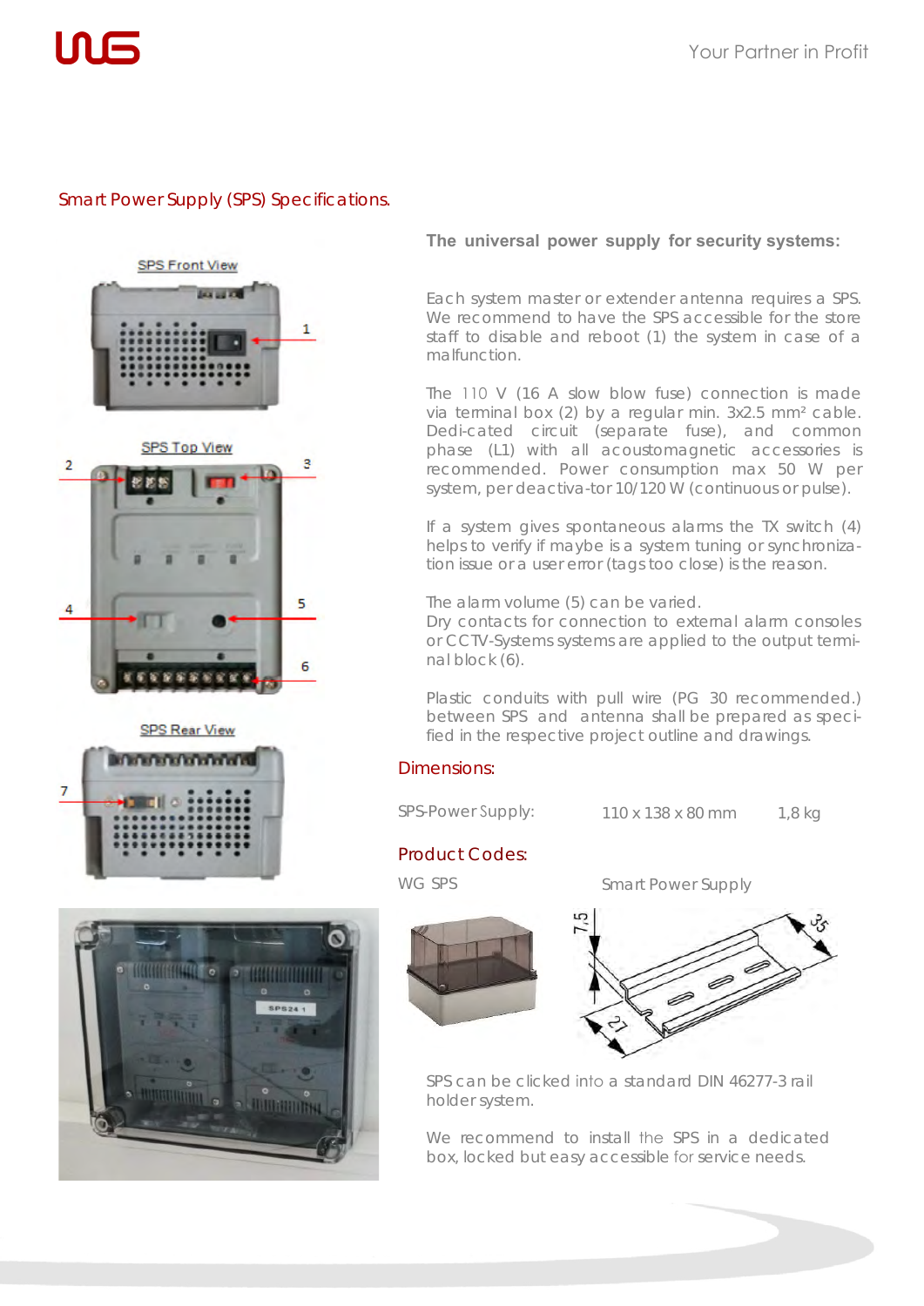## Smart Power Supply (SPS) Specifications.

SPS Front View

1

SPS Top View

2

3

4

5

6

SPS Rear View

7

**The universal power supply for security systems:**

Each system master or extender antenna requires a SPS. We recommend to have the SPS accessible for the store staff to disable and reboot (1) the system in case of a malfunction.

The 110 V (16 A slow blow fuse) connection is made via terminal box (2) by a regular min. 3x2.5 mm² cable. Dedi-cated circuit (separate fuse), and common phase (L1) with all acoustomagnetic accessories is recommended. Power consumption max 50 W per system, per deactiva-tor 10/120 W (continuous or pulse).

If a system gives spontaneous alarms the TX switch (4) helps to verify if maybe is a system tuning or synchroniza-tion issue or a user error (tags too close) is the reason.

The alarm volume (5) can be varied.
Dry contacts for connection to external alarm consoles or CCTV-Systems systems are applied to the output termi-nal block (6).

Plastic conduits with pull wire (PG 30 recommended.) between SPS and antenna shall be prepared as speci-fied in the respective project outline and drawings.

## Dimensions:

| | | |
|---|---|---|
| SPS-Power Supply: | 110 x 138 x 80 mm | 1,8 kg |

## Product Codes:

| | |
|---|---|
| WG SPS | Smart Power Supply |

7,5

35

27

SPS can be clicked into a standard DIN 46277-3 rail holder system.

We recommend to install the SPS in a dedicated box, locked but easy accessible for service needs.